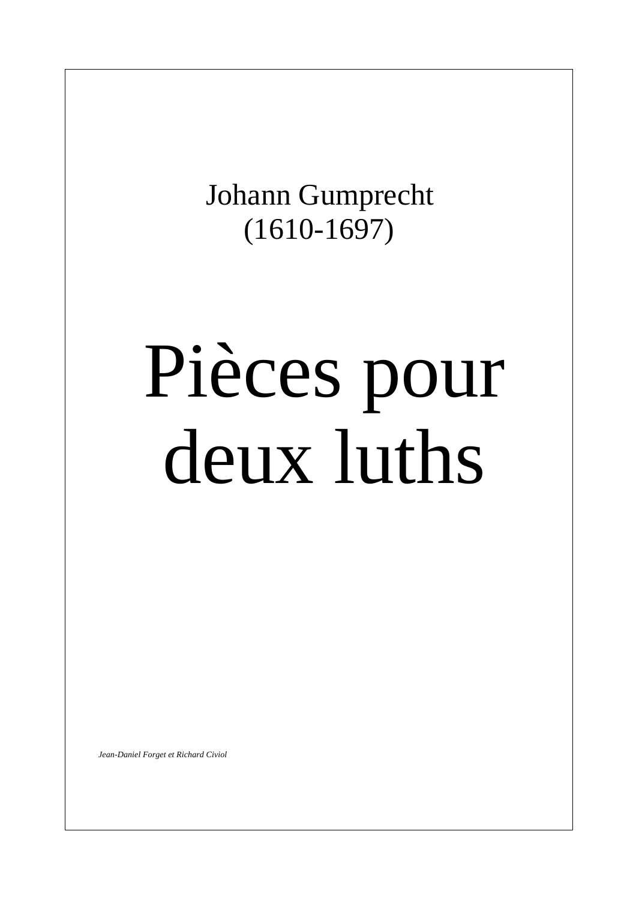Johann Gumprecht
(1610-1697)

# Pièces pour deux luths

*Jean-Daniel Forget et Richard Civiol*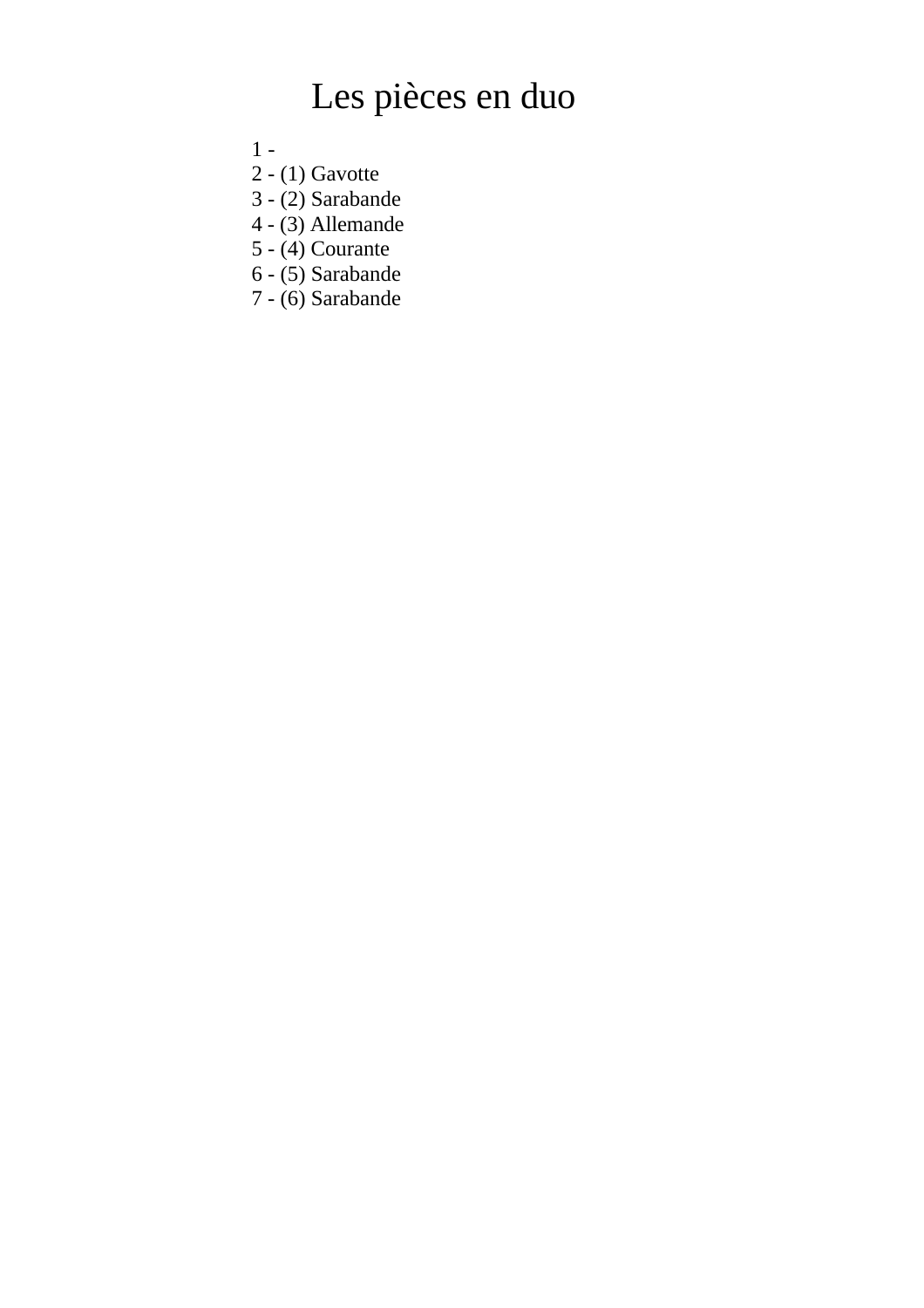# Les pièces en duo

1 -
2 - (1) Gavotte
3 - (2) Sarabande
4 - (3) Allemande
5 - (4) Courante
6 - (5) Sarabande
7 - (6) Sarabande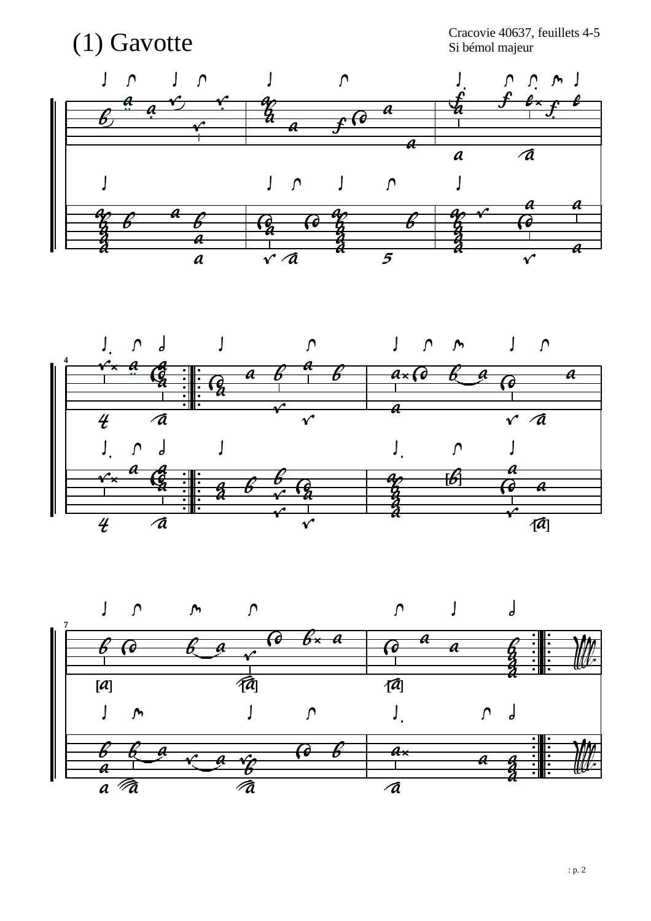# (1) Gavotte

Cracovie 40637, feuillets 4-5
Si bémol majeur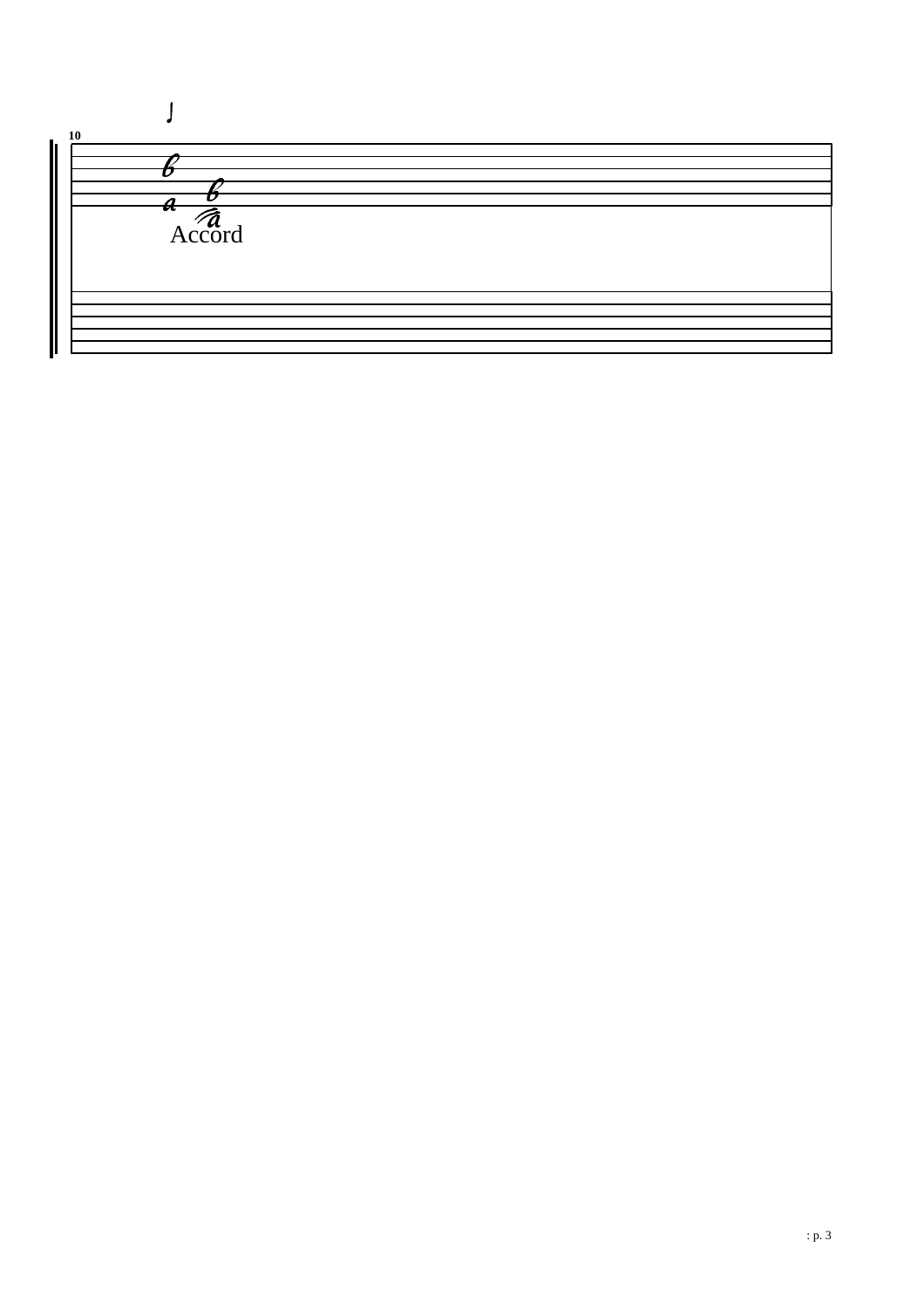Accord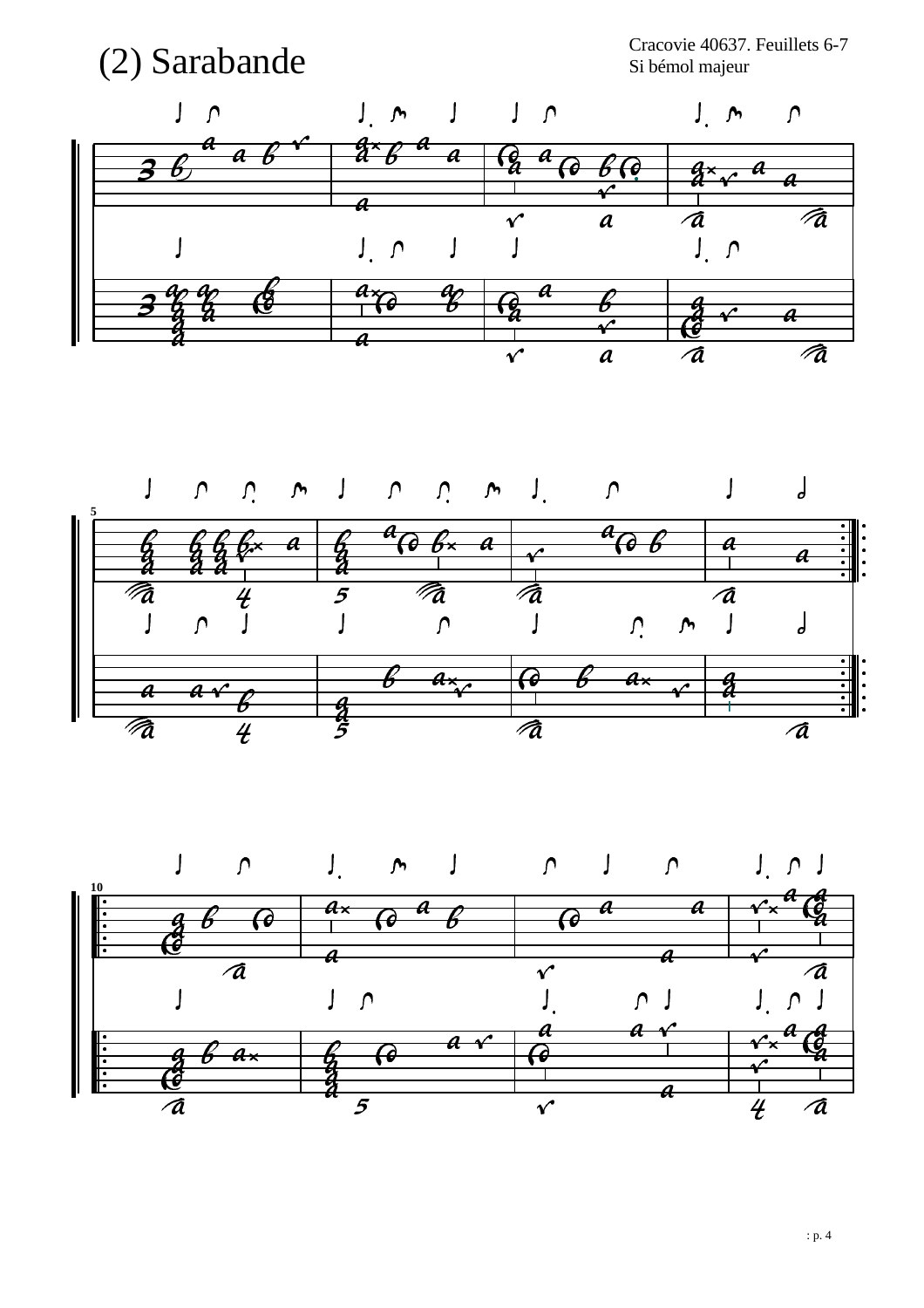# (2) Sarabande

Cracovie 40637. Feuillets 6-7
Si bémol majeur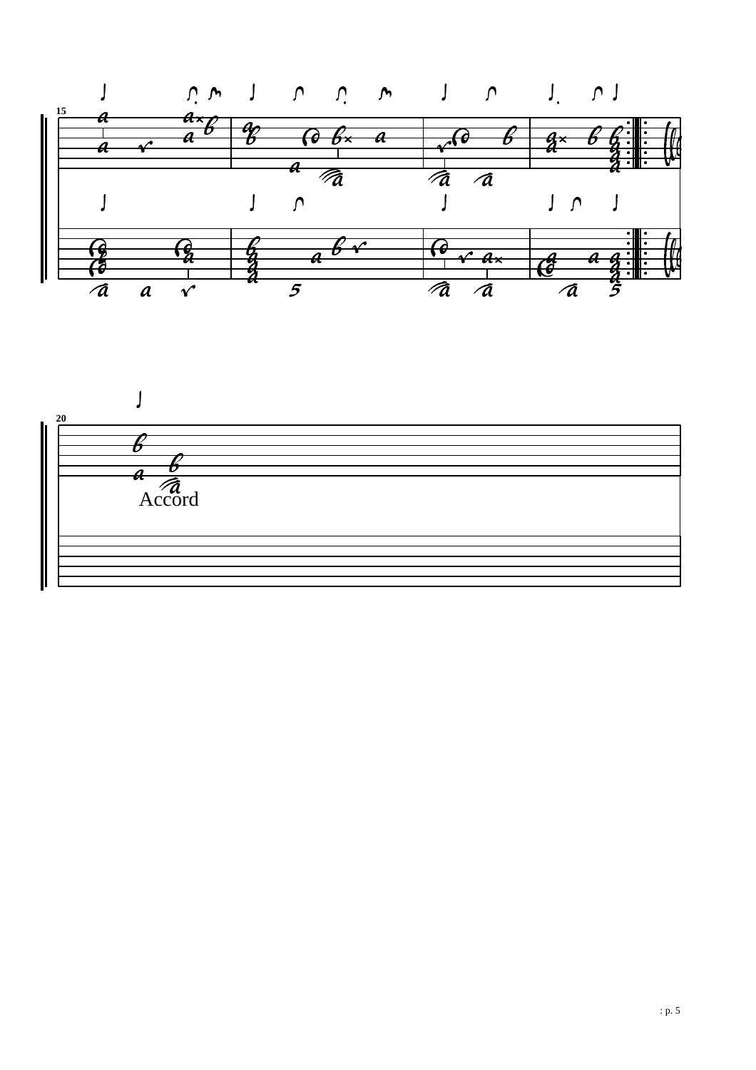Accord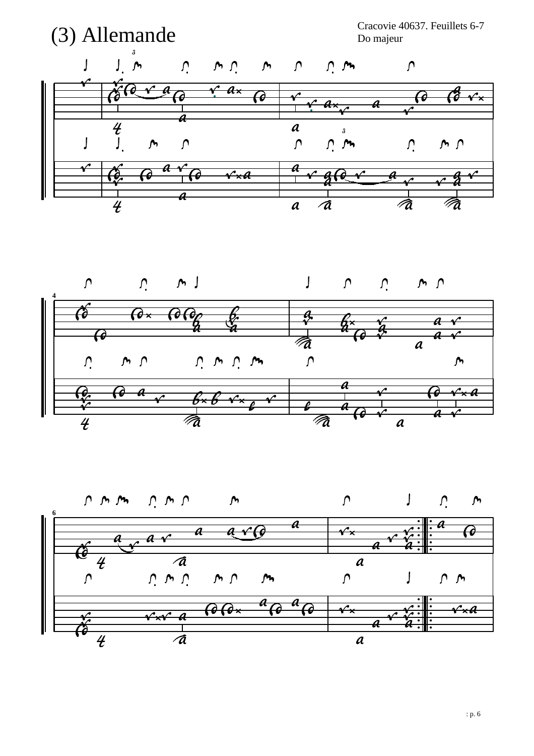# (3) Allemande

Cracovie 40637. Feuillets 6-7
Do majeur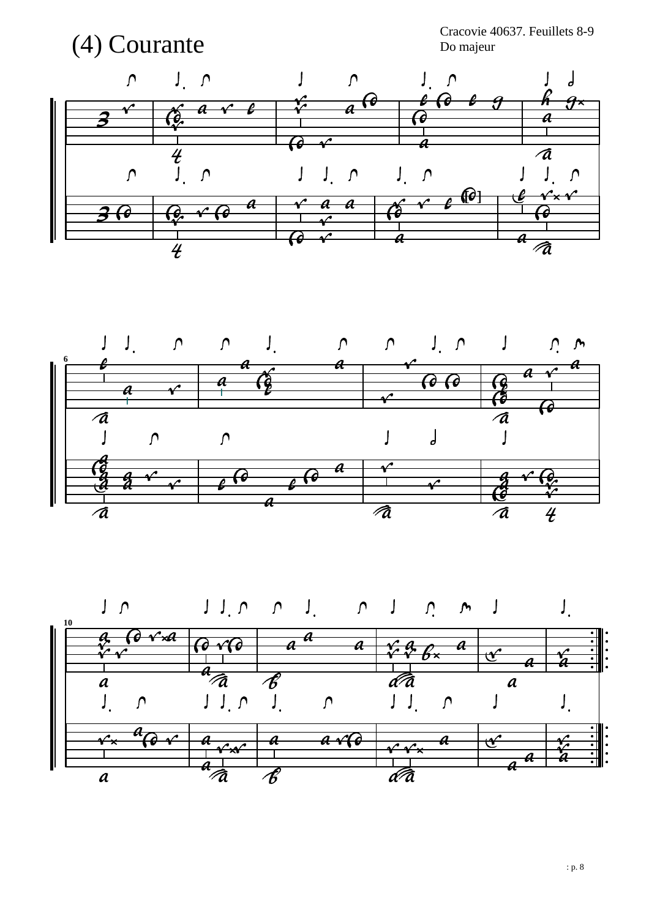# (4) Courante

Cracovie 40637. Feuillets 8-9
Do majeur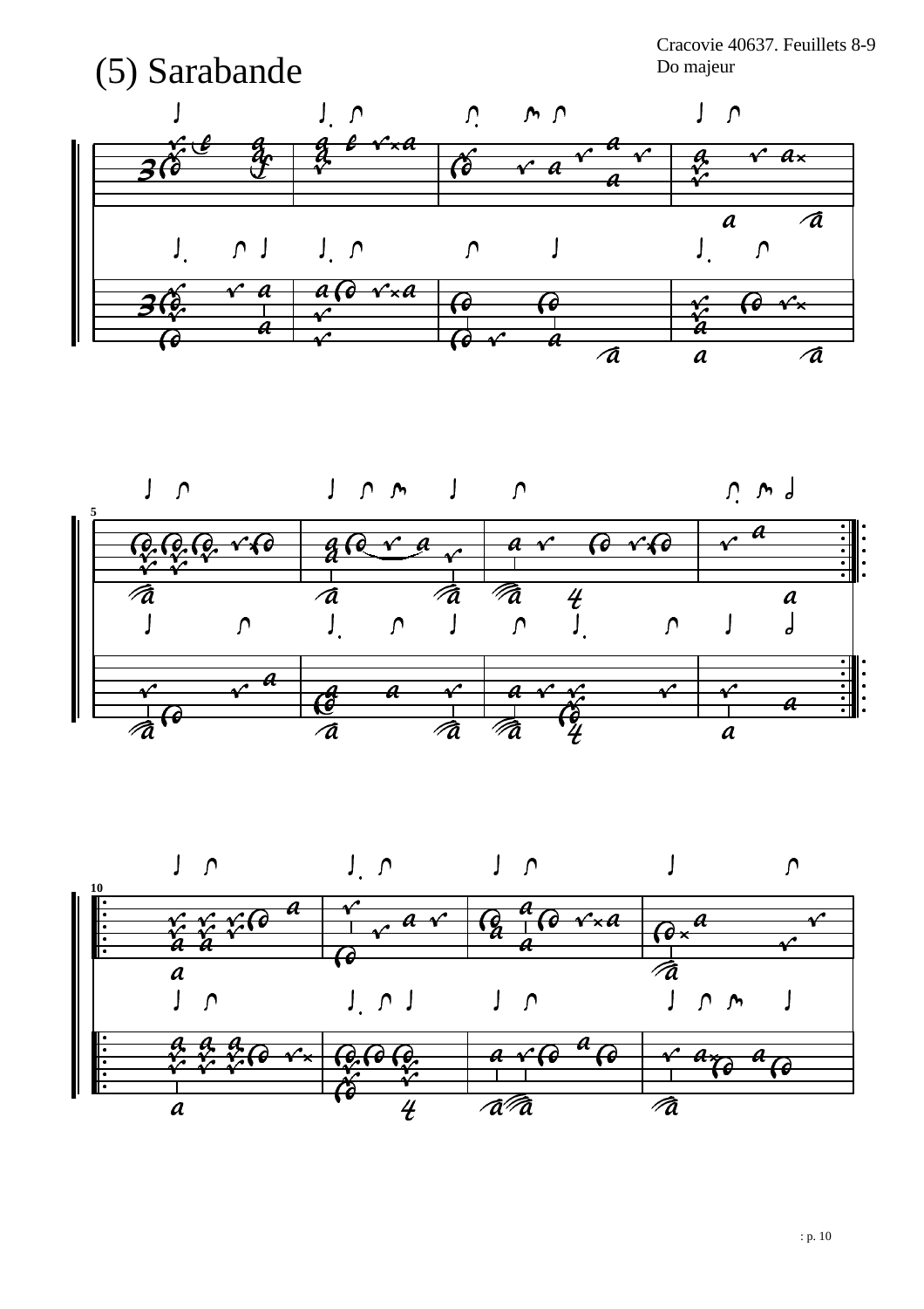# (5) Sarabande

Cracovie 40637. Feuillets 8-9
Do majeur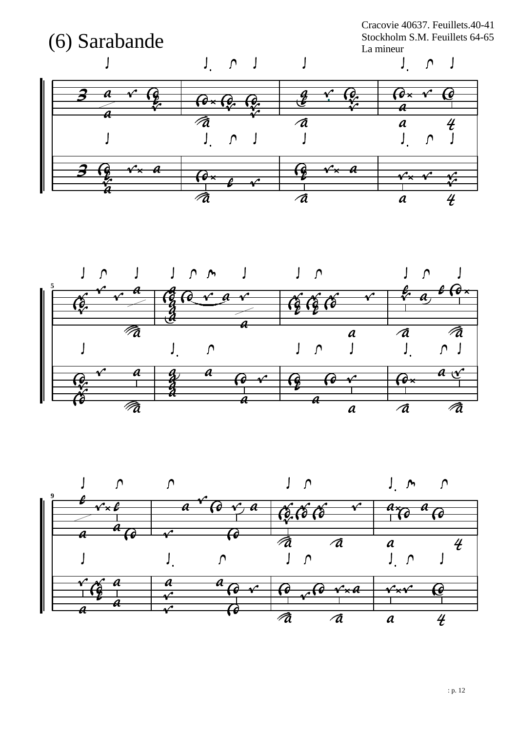# (6) Sarabande

Cracovie 40637. Feuillets.40-41
Stockholm S.M. Feuillets 64-65
La mineur